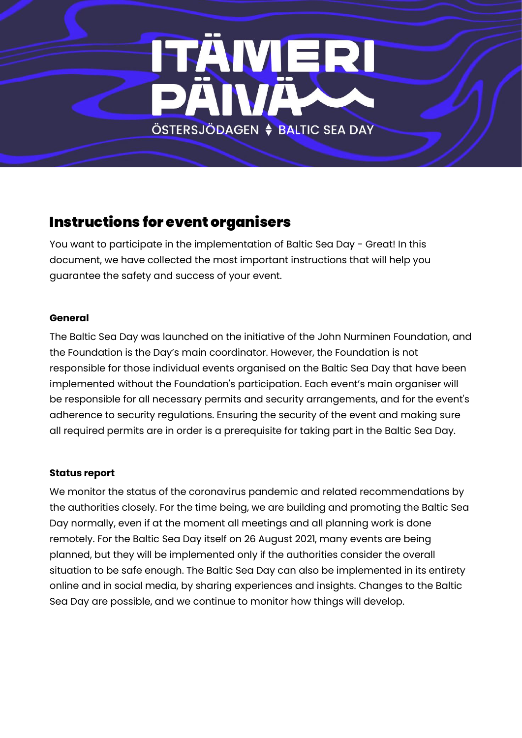ITÄMERI PÄIVÄ

ÖSTERSJÖDAGEN ♦ BALTIC SEA DAY

# Instructions for event organisers

You want to participate in the implementation of Baltic Sea Day - Great! In this document, we have collected the most important instructions that will help you guarantee the safety and success of your event.

**General**

The Baltic Sea Day was launched on the initiative of the John Nurminen Foundation, and the Foundation is the Day's main coordinator. However, the Foundation is not responsible for those individual events organised on the Baltic Sea Day that have been implemented without the Foundation's participation. Each event's main organiser will be responsible for all necessary permits and security arrangements, and for the event's adherence to security regulations. Ensuring the security of the event and making sure all required permits are in order is a prerequisite for taking part in the Baltic Sea Day.

**Status report**

We monitor the status of the coronavirus pandemic and related recommendations by the authorities closely. For the time being, we are building and promoting the Baltic Sea Day normally, even if at the moment all meetings and all planning work is done remotely. For the Baltic Sea Day itself on 26 August 2021, many events are being planned, but they will be implemented only if the authorities consider the overall situation to be safe enough. The Baltic Sea Day can also be implemented in its entirety online and in social media, by sharing experiences and insights. Changes to the Baltic Sea Day are possible, and we continue to monitor how things will develop.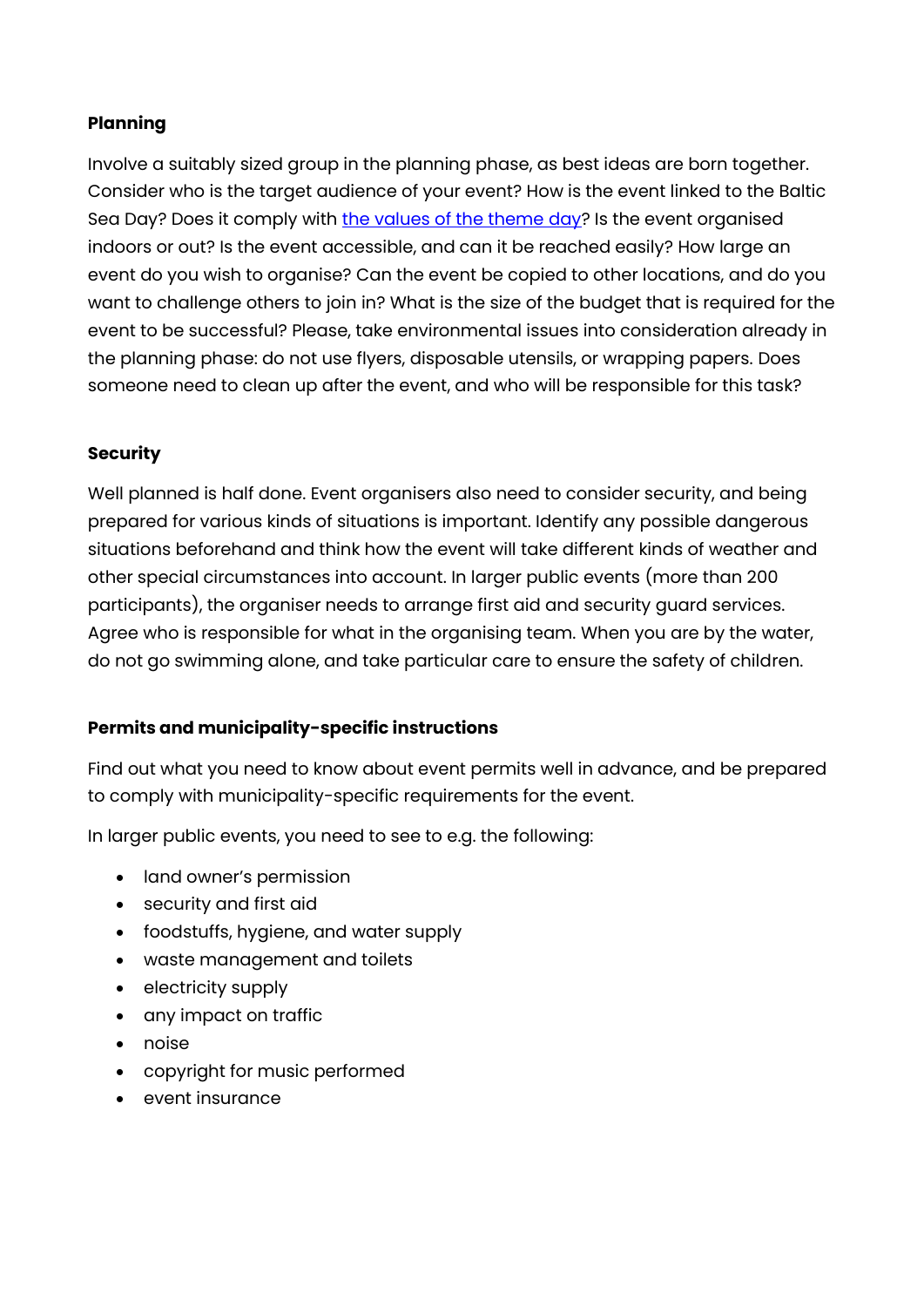**Planning**

Involve a suitably sized group in the planning phase, as best ideas are born together. Consider who is the target audience of your event? How is the event linked to the Baltic Sea Day? Does it comply with [the values of the theme day]()? Is the event organised indoors or out? Is the event accessible, and can it be reached easily? How large an event do you wish to organise? Can the event be copied to other locations, and do you want to challenge others to join in? What is the size of the budget that is required for the event to be successful? Please, take environmental issues into consideration already in the planning phase: do not use flyers, disposable utensils, or wrapping papers. Does someone need to clean up after the event, and who will be responsible for this task?

**Security**

Well planned is half done. Event organisers also need to consider security, and being prepared for various kinds of situations is important. Identify any possible dangerous situations beforehand and think how the event will take different kinds of weather and other special circumstances into account. In larger public events (more than 200 participants), the organiser needs to arrange first aid and security guard services. Agree who is responsible for what in the organising team. When you are by the water, do not go swimming alone, and take particular care to ensure the safety of children.

**Permits and municipality-specific instructions**

Find out what you need to know about event permits well in advance, and be prepared to comply with municipality-specific requirements for the event.

In larger public events, you need to see to e.g. the following:

- land owner's permission
- security and first aid
- foodstuffs, hygiene, and water supply
- waste management and toilets
- electricity supply
- any impact on traffic
- noise
- copyright for music performed
- event insurance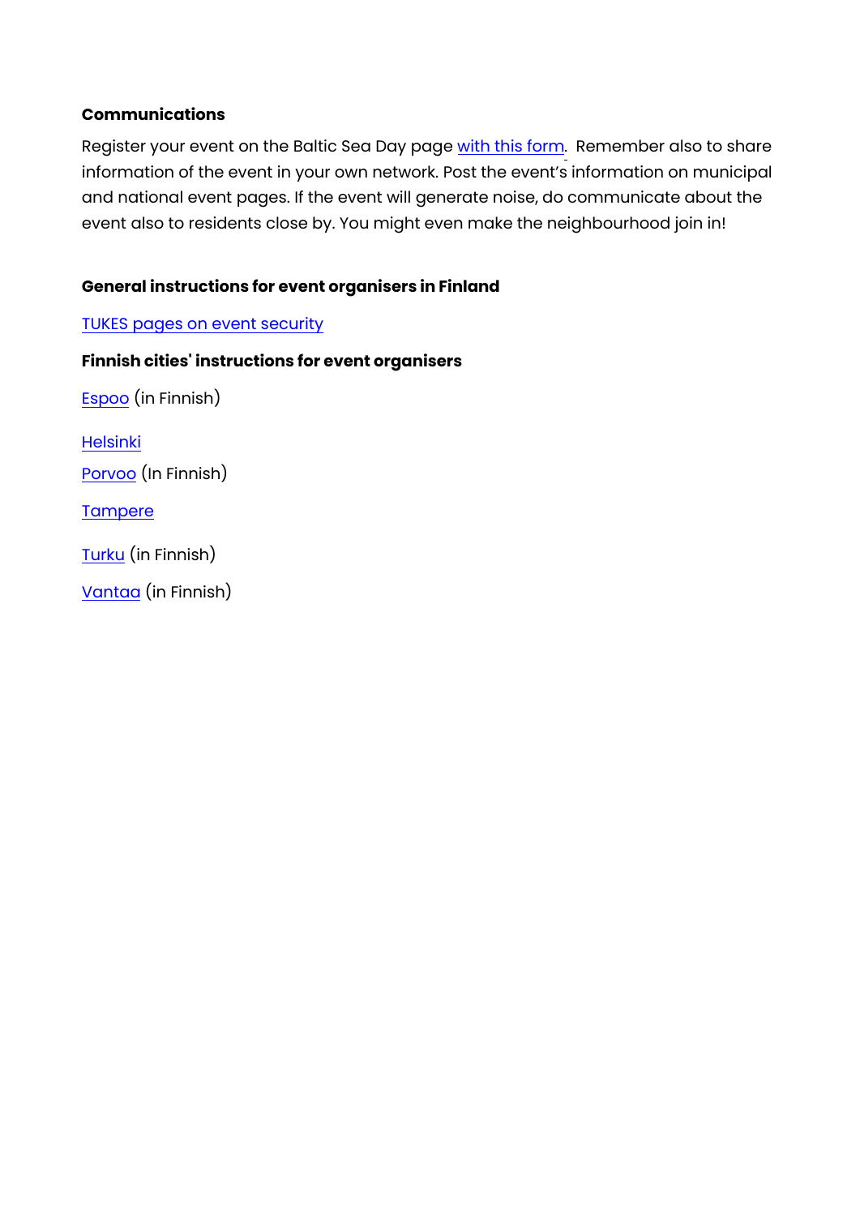**Communications**

Register your event on the Baltic Sea Day page with this form. Remember also to share information of the event in your own network. Post the event's information on municipal and national event pages. If the event will generate noise, do communicate about the event also to residents close by. You might even make the neighbourhood join in!

**General instructions for event organisers in Finland**

TUKES pages on event security

**Finnish cities' instructions for event organisers**

Espoo (in Finnish)

Helsinki

Porvoo (In Finnish)

Tampere

Turku (in Finnish)

Vantaa (in Finnish)